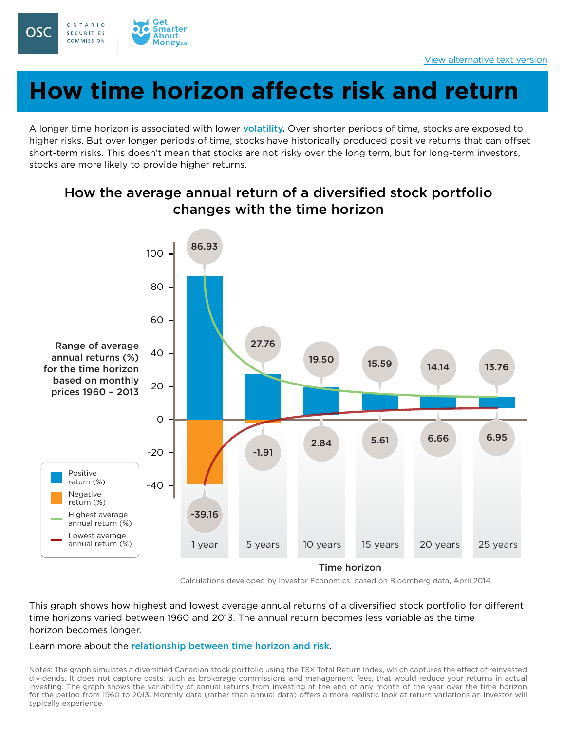OSC ONTARIO SECURITIES COMMISSION | Get Smarter About Money.ca

View alternative text version

# How time horizon affects risk and return

A longer time horizon is associated with lower volatility. Over shorter periods of time, stocks are exposed to higher risks. But over longer periods of time, stocks have historically produced positive returns that can offset short-term risks. This doesn't mean that stocks are not risky over the long term, but for long-term investors, stocks are more likely to provide higher returns.

## How the average annual return of a diversified stock portfolio changes with the time horizon

Range of average annual returns (%) for the time horizon based on monthly prices 1960 – 2013

| Time horizon | Highest average annual return (%) | Lowest average annual return (%) |
|---|---|---|
| 1 year | 86.93 | -39.16 |
| 5 years | 27.76 | -1.91 |
| 10 years | 19.50 | 2.84 |
| 15 years | 15.59 | 5.61 |
| 20 years | 14.14 | 6.66 |
| 25 years | 13.76 | 6.95 |

Legend: Positive return (%); Negative return (%); Highest average annual return (%); Lowest average annual return (%)

Calculations developed by Investor Economics, based on Bloomberg data, April 2014.

This graph shows how highest and lowest average annual returns of a diversified stock portfolio for different time horizons varied between 1960 and 2013. The annual return becomes less variable as the time horizon becomes longer.

Learn more about the relationship between time horizon and risk.

Notes: The graph simulates a diversified Canadian stock portfolio using the TSX Total Return Index, which captures the effect of reinvested dividends. It does not capture costs, such as brokerage commissions and management fees, that would reduce your returns in actual investing. The graph shows the variability of annual returns from investing at the end of any month of the year over the time horizon for the period from 1960 to 2013. Monthly data (rather than annual data) offers a more realistic look at return variations an investor will typically experience.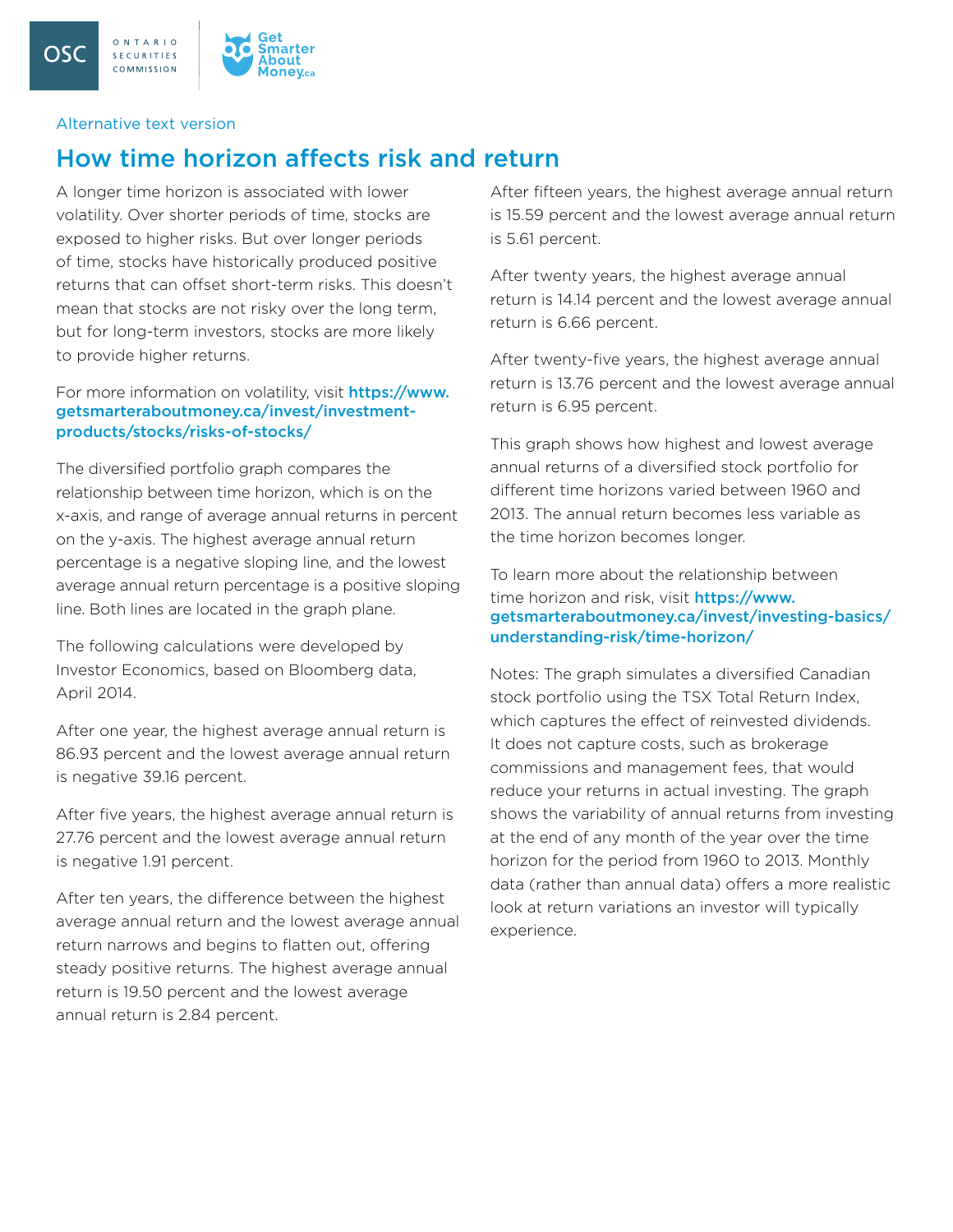Alternative text version

# How time horizon affects risk and return

A longer time horizon is associated with lower volatility. Over shorter periods of time, stocks are exposed to higher risks. But over longer periods of time, stocks have historically produced positive returns that can offset short-term risks. This doesn't mean that stocks are not risky over the long term, but for long-term investors, stocks are more likely to provide higher returns.

For more information on volatility, visit **https://www.getsmarteraboutmoney.ca/invest/investment-products/stocks/risks-of-stocks/**

The diversified portfolio graph compares the relationship between time horizon, which is on the x-axis, and range of average annual returns in percent on the y-axis. The highest average annual return percentage is a negative sloping line, and the lowest average annual return percentage is a positive sloping line. Both lines are located in the graph plane.

The following calculations were developed by Investor Economics, based on Bloomberg data, April 2014.

After one year, the highest average annual return is 86.93 percent and the lowest average annual return is negative 39.16 percent.

After five years, the highest average annual return is 27.76 percent and the lowest average annual return is negative 1.91 percent.

After ten years, the difference between the highest average annual return and the lowest average annual return narrows and begins to flatten out, offering steady positive returns. The highest average annual return is 19.50 percent and the lowest average annual return is 2.84 percent.

After fifteen years, the highest average annual return is 15.59 percent and the lowest average annual return is 5.61 percent.

After twenty years, the highest average annual return is 14.14 percent and the lowest average annual return is 6.66 percent.

After twenty-five years, the highest average annual return is 13.76 percent and the lowest average annual return is 6.95 percent.

This graph shows how highest and lowest average annual returns of a diversified stock portfolio for different time horizons varied between 1960 and 2013. The annual return becomes less variable as the time horizon becomes longer.

To learn more about the relationship between time horizon and risk, visit **https://www.getsmarteraboutmoney.ca/invest/investing-basics/understanding-risk/time-horizon/**

Notes: The graph simulates a diversified Canadian stock portfolio using the TSX Total Return Index, which captures the effect of reinvested dividends. It does not capture costs, such as brokerage commissions and management fees, that would reduce your returns in actual investing. The graph shows the variability of annual returns from investing at the end of any month of the year over the time horizon for the period from 1960 to 2013. Monthly data (rather than annual data) offers a more realistic look at return variations an investor will typically experience.